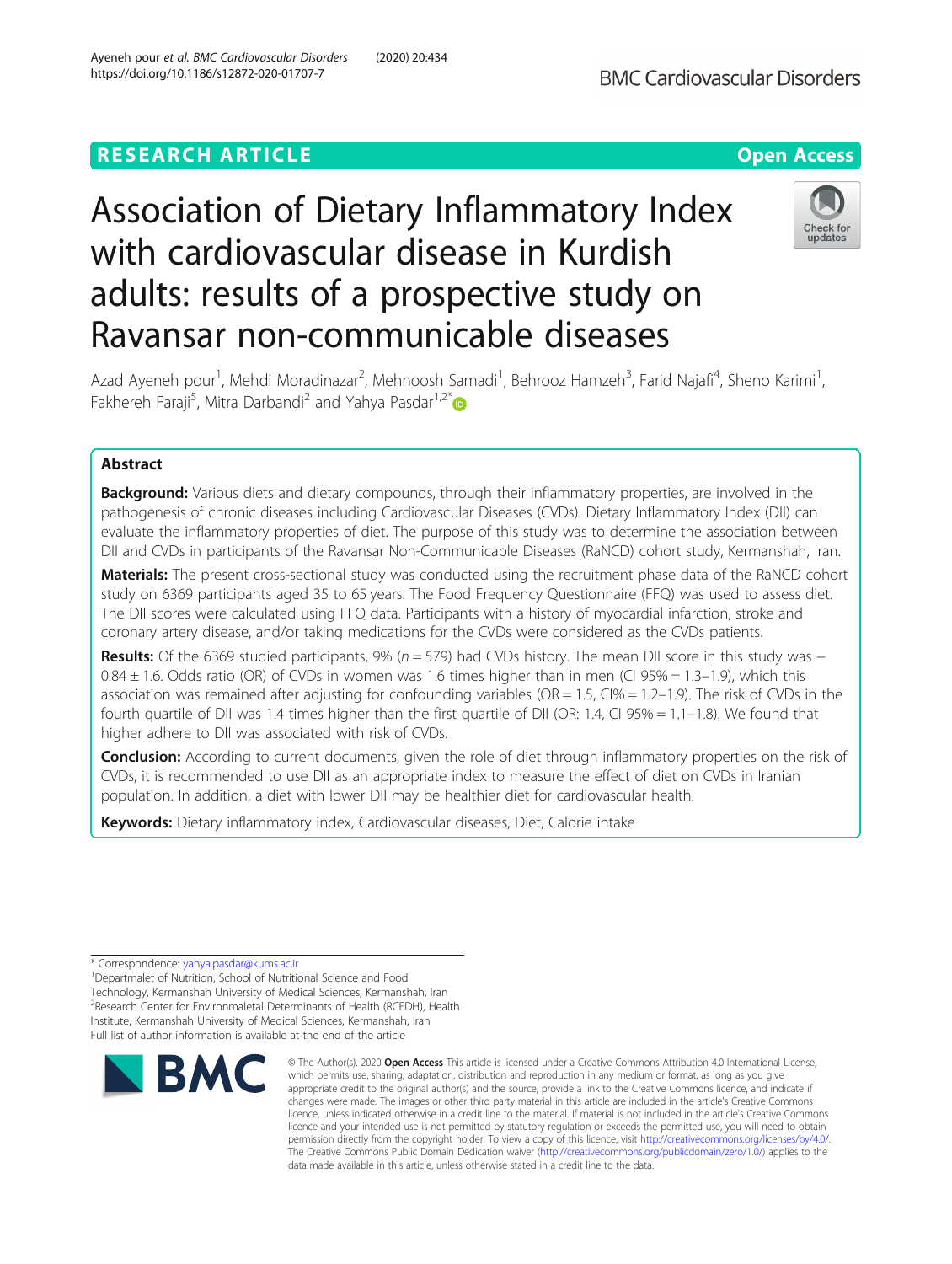RESEARCH ARTICLE

Open Access

# Association of Dietary Inflammatory Index with cardiovascular disease in Kurdish adults: results of a prospective study on Ravansar non-communicable diseases

Azad Ayeneh pour[1], Mehdi Moradinazar[2], Mehnoosh Samadi[1], Behrooz Hamzeh[3], Farid Najafi[4], Sheno Karimi[1], Fakhereh Faraji[5], Mitra Darbandi[2] and Yahya Pasdar[1,2*]

## Abstract

**Background:** Various diets and dietary compounds, through their inflammatory properties, are involved in the pathogenesis of chronic diseases including Cardiovascular Diseases (CVDs). Dietary Inflammatory Index (DII) can evaluate the inflammatory properties of diet. The purpose of this study was to determine the association between DII and CVDs in participants of the Ravansar Non-Communicable Diseases (RaNCD) cohort study, Kermanshah, Iran.

**Materials:** The present cross-sectional study was conducted using the recruitment phase data of the RaNCD cohort study on 6369 participants aged 35 to 65 years. The Food Frequency Questionnaire (FFQ) was used to assess diet. The DII scores were calculated using FFQ data. Participants with a history of myocardial infarction, stroke and coronary artery disease, and/or taking medications for the CVDs were considered as the CVDs patients.

**Results:** Of the 6369 studied participants, 9% ($n = 579$) had CVDs history. The mean DII score in this study was − 0.84 ± 1.6. Odds ratio (OR) of CVDs in women was 1.6 times higher than in men (CI 95% = 1.3–1.9), which this association was remained after adjusting for confounding variables (OR = 1.5, CI% = 1.2–1.9). The risk of CVDs in the fourth quartile of DII was 1.4 times higher than the first quartile of DII (OR: 1.4, CI 95% = 1.1–1.8). We found that higher adhere to DII was associated with risk of CVDs.

**Conclusion:** According to current documents, given the role of diet through inflammatory properties on the risk of CVDs, it is recommended to use DII as an appropriate index to measure the effect of diet on CVDs in Iranian population. In addition, a diet with lower DII may be healthier diet for cardiovascular health.

**Keywords:** Dietary inflammatory index, Cardiovascular diseases, Diet, Calorie intake

\* Correspondence: yahya.pasdar@kums.ac.ir
[1]Departmalet of Nutrition, School of Nutritional Science and Food Technology, Kermanshah University of Medical Sciences, Kermanshah, Iran
[2]Research Center for Environmaletal Determinants of Health (RCEDH), Health Institute, Kermanshah University of Medical Sciences, Kermanshah, Iran
Full list of author information is available at the end of the article

© The Author(s). 2020 **Open Access** This article is licensed under a Creative Commons Attribution 4.0 International License, which permits use, sharing, adaptation, distribution and reproduction in any medium or format, as long as you give appropriate credit to the original author(s) and the source, provide a link to the Creative Commons licence, and indicate if changes were made. The images or other third party material in this article are included in the article's Creative Commons licence, unless indicated otherwise in a credit line to the material. If material is not included in the article's Creative Commons licence and your intended use is not permitted by statutory regulation or exceeds the permitted use, you will need to obtain permission directly from the copyright holder. To view a copy of this licence, visit http://creativecommons.org/licenses/by/4.0/. The Creative Commons Public Domain Dedication waiver (http://creativecommons.org/publicdomain/zero/1.0/) applies to the data made available in this article, unless otherwise stated in a credit line to the data.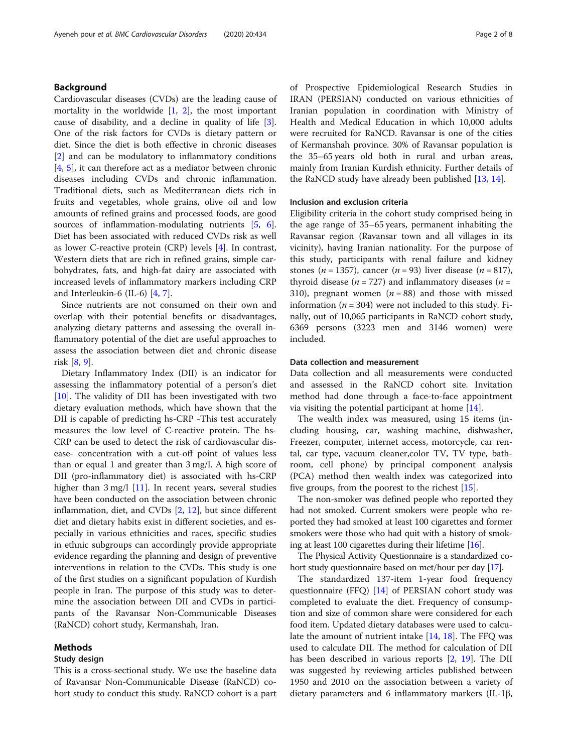## Background

Cardiovascular diseases (CVDs) are the leading cause of mortality in the worldwide [1, 2], the most important cause of disability, and a decline in quality of life [3]. One of the risk factors for CVDs is dietary pattern or diet. Since the diet is both effective in chronic diseases [2] and can be modulatory to inflammatory conditions [4, 5], it can therefore act as a mediator between chronic diseases including CVDs and chronic inflammation. Traditional diets, such as Mediterranean diets rich in fruits and vegetables, whole grains, olive oil and low amounts of refined grains and processed foods, are good sources of inflammation-modulating nutrients [5, 6]. Diet has been associated with reduced CVDs risk as well as lower C-reactive protein (CRP) levels [4]. In contrast, Western diets that are rich in refined grains, simple carbohydrates, fats, and high-fat dairy are associated with increased levels of inflammatory markers including CRP and Interleukin-6 (IL-6) [4, 7].

Since nutrients are not consumed on their own and overlap with their potential benefits or disadvantages, analyzing dietary patterns and assessing the overall inflammatory potential of the diet are useful approaches to assess the association between diet and chronic disease risk [8, 9].

Dietary Inflammatory Index (DII) is an indicator for assessing the inflammatory potential of a person's diet [10]. The validity of DII has been investigated with two dietary evaluation methods, which have shown that the DII is capable of predicting hs-CRP -This test accurately measures the low level of C-reactive protein. The hs-CRP can be used to detect the risk of cardiovascular disease- concentration with a cut-off point of values less than or equal 1 and greater than 3 mg/l. A high score of DII (pro-inflammatory diet) is associated with hs-CRP higher than 3 mg/l [11]. In recent years, several studies have been conducted on the association between chronic inflammation, diet, and CVDs [2, 12], but since different diet and dietary habits exist in different societies, and especially in various ethnicities and races, specific studies in ethnic subgroups can accordingly provide appropriate evidence regarding the planning and design of preventive interventions in relation to the CVDs. This study is one of the first studies on a significant population of Kurdish people in Iran. The purpose of this study was to determine the association between DII and CVDs in participants of the Ravansar Non-Communicable Diseases (RaNCD) cohort study, Kermanshah, Iran.

## Methods

### Study design

This is a cross-sectional study. We use the baseline data of Ravansar Non-Communicable Disease (RaNCD) cohort study to conduct this study. RaNCD cohort is a part of Prospective Epidemiological Research Studies in IRAN (PERSIAN) conducted on various ethnicities of Iranian population in coordination with Ministry of Health and Medical Education in which 10,000 adults were recruited for RaNCD. Ravansar is one of the cities of Kermanshah province. 30% of Ravansar population is the 35–65 years old both in rural and urban areas, mainly from Iranian Kurdish ethnicity. Further details of the RaNCD study have already been published [13, 14].

### Inclusion and exclusion criteria

Eligibility criteria in the cohort study comprised being in the age range of 35–65 years, permanent inhabiting the Ravansar region (Ravansar town and all villages in its vicinity), having Iranian nationality. For the purpose of this study, participants with renal failure and kidney stones ($n = 1357$), cancer ($n = 93$) liver disease ($n = 817$), thyroid disease ($n = 727$) and inflammatory diseases ($n = 310$), pregnant women ($n = 88$) and those with missed information ($n = 304$) were not included to this study. Finally, out of 10,065 participants in RaNCD cohort study, 6369 persons (3223 men and 3146 women) were included.

### Data collection and measurement

Data collection and all measurements were conducted and assessed in the RaNCD cohort site. Invitation method had done through a face-to-face appointment via visiting the potential participant at home [14].

The wealth index was measured, using 15 items (including housing, car, washing machine, dishwasher, Freezer, computer, internet access, motorcycle, car rental, car type, vacuum cleaner,color TV, TV type, bathroom, cell phone) by principal component analysis (PCA) method then wealth index was categorized into five groups, from the poorest to the richest [15].

The non-smoker was defined people who reported they had not smoked. Current smokers were people who reported they had smoked at least 100 cigarettes and former smokers were those who had quit with a history of smoking at least 100 cigarettes during their lifetime [16].

The Physical Activity Questionnaire is a standardized cohort study questionnaire based on met/hour per day [17].

The standardized 137-item 1-year food frequency questionnaire (FFQ) [14] of PERSIAN cohort study was completed to evaluate the diet. Frequency of consumption and size of common share were considered for each food item. Updated dietary databases were used to calculate the amount of nutrient intake [14, 18]. The FFQ was used to calculate DII. The method for calculation of DII has been described in various reports [2, 19]. The DII was suggested by reviewing articles published between 1950 and 2010 on the association between a variety of dietary parameters and 6 inflammatory markers (IL-1β,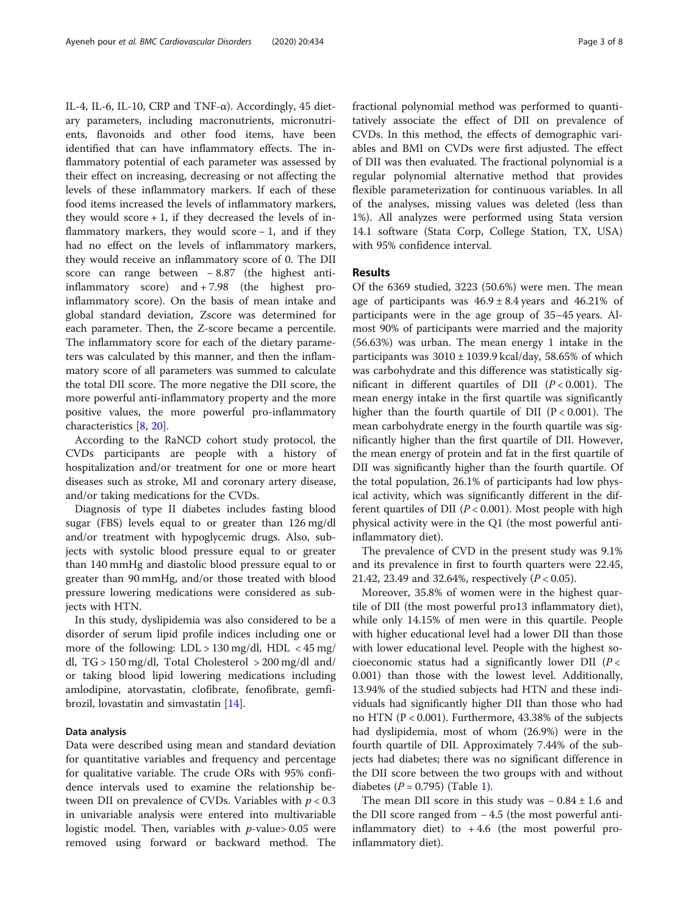IL-4, IL-6, IL-10, CRP and TNF-α). Accordingly, 45 dietary parameters, including macronutrients, micronutrients, flavonoids and other food items, have been identified that can have inflammatory effects. The inflammatory potential of each parameter was assessed by their effect on increasing, decreasing or not affecting the levels of these inflammatory markers. If each of these food items increased the levels of inflammatory markers, they would score + 1, if they decreased the levels of inflammatory markers, they would score − 1, and if they had no effect on the levels of inflammatory markers, they would receive an inflammatory score of 0. The DII score can range between − 8.87 (the highest anti-inflammatory score) and + 7.98 (the highest pro-inflammatory score). On the basis of mean intake and global standard deviation, Zscore was determined for each parameter. Then, the Z-score became a percentile. The inflammatory score for each of the dietary parameters was calculated by this manner, and then the inflammatory score of all parameters was summed to calculate the total DII score. The more negative the DII score, the more powerful anti-inflammatory property and the more positive values, the more powerful pro-inflammatory characteristics [8, 20].

According to the RaNCD cohort study protocol, the CVDs participants are people with a history of hospitalization and/or treatment for one or more heart diseases such as stroke, MI and coronary artery disease, and/or taking medications for the CVDs.

Diagnosis of type II diabetes includes fasting blood sugar (FBS) levels equal to or greater than 126 mg/dl and/or treatment with hypoglycemic drugs. Also, subjects with systolic blood pressure equal to or greater than 140 mmHg and diastolic blood pressure equal to or greater than 90 mmHg, and/or those treated with blood pressure lowering medications were considered as subjects with HTN.

In this study, dyslipidemia was also considered to be a disorder of serum lipid profile indices including one or more of the following: LDL > 130 mg/dl, HDL < 45 mg/dl, TG > 150 mg/dl, Total Cholesterol > 200 mg/dl and/or taking blood lipid lowering medications including amlodipine, atorvastatin, clofibrate, fenofibrate, gemfibrozil, lovastatin and simvastatin [14].

### Data analysis

Data were described using mean and standard deviation for quantitative variables and frequency and percentage for qualitative variable. The crude ORs with 95% confidence intervals used to examine the relationship between DII on prevalence of CVDs. Variables with $p < 0.3$ in univariable analysis were entered into multivariable logistic model. Then, variables with $p$-value> 0.05 were removed using forward or backward method. The fractional polynomial method was performed to quantitatively associate the effect of DII on prevalence of CVDs. In this method, the effects of demographic variables and BMI on CVDs were first adjusted. The effect of DII was then evaluated. The fractional polynomial is a regular polynomial alternative method that provides flexible parameterization for continuous variables. In all of the analyses, missing values was deleted (less than 1%). All analyzes were performed using Stata version 14.1 software (Stata Corp, College Station, TX, USA) with 95% confidence interval.

## Results

Of the 6369 studied, 3223 (50.6%) were men. The mean age of participants was 46.9 ± 8.4 years and 46.21% of participants were in the age group of 35–45 years. Almost 90% of participants were married and the majority (56.63%) was urban. The mean energy 1 intake in the participants was 3010 ± 1039.9 kcal/day, 58.65% of which was carbohydrate and this difference was statistically significant in different quartiles of DII ($P < 0.001$). The mean energy intake in the first quartile was significantly higher than the fourth quartile of DII ($P < 0.001$). The mean carbohydrate energy in the fourth quartile was significantly higher than the first quartile of DII. However, the mean energy of protein and fat in the first quartile of DII was significantly higher than the fourth quartile. Of the total population, 26.1% of participants had low physical activity, which was significantly different in the different quartiles of DII ($P < 0.001$). Most people with high physical activity were in the Q1 (the most powerful anti-inflammatory diet).

The prevalence of CVD in the present study was 9.1% and its prevalence in first to fourth quarters were 22.45, 21.42, 23.49 and 32.64%, respectively ($P < 0.05$).

Moreover, 35.8% of women were in the highest quartile of DII (the most powerful pro13 inflammatory diet), while only 14.15% of men were in this quartile. People with higher educational level had a lower DII than those with lower educational level. People with the highest socioeconomic status had a significantly lower DII ($P < 0.001$) than those with the lowest level. Additionally, 13.94% of the studied subjects had HTN and these individuals had significantly higher DII than those who had no HTN ($P < 0.001$). Furthermore, 43.38% of the subjects had dyslipidemia, most of whom (26.9%) were in the fourth quartile of DII. Approximately 7.44% of the subjects had diabetes; there was no significant difference in the DII score between the two groups with and without diabetes ($P = 0.795$) (Table 1).

The mean DII score in this study was − 0.84 ± 1.6 and the DII score ranged from − 4.5 (the most powerful anti-inflammatory diet) to + 4.6 (the most powerful pro-inflammatory diet).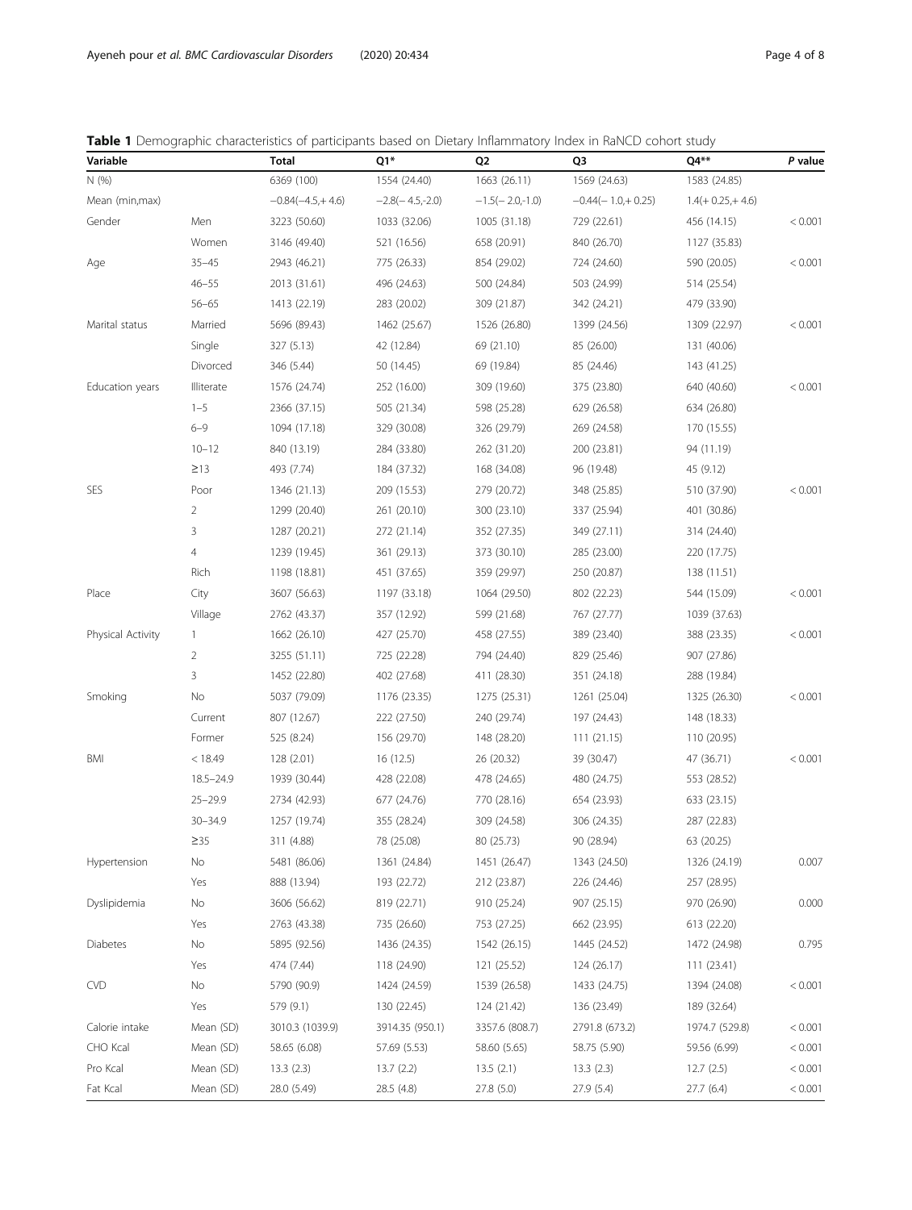**Table 1** Demographic characteristics of participants based on Dietary Inflammatory Index in RaNCD cohort study

| Variable | | Total | Q1* | Q2 | Q3 | Q4** | *P* value |
|---|---|---|---|---|---|---|---|
| N (%) | | 6369 (100) | 1554 (24.40) | 1663 (26.11) | 1569 (24.63) | 1583 (24.85) | |
| Mean (min,max) | | −0.84(−4.5,+ 4.6) | −2.8(− 4.5,-2.0) | −1.5(− 2.0,-1.0) | −0.44(− 1.0,+ 0.25) | 1.4(+ 0.25,+ 4.6) | |
| Gender | Men | 3223 (50.60) | 1033 (32.06) | 1005 (31.18) | 729 (22.61) | 456 (14.15) | < 0.001 |
| | Women | 3146 (49.40) | 521 (16.56) | 658 (20.91) | 840 (26.70) | 1127 (35.83) | |
| Age | 35–45 | 2943 (46.21) | 775 (26.33) | 854 (29.02) | 724 (24.60) | 590 (20.05) | < 0.001 |
| | 46–55 | 2013 (31.61) | 496 (24.63) | 500 (24.84) | 503 (24.99) | 514 (25.54) | |
| | 56–65 | 1413 (22.19) | 283 (20.02) | 309 (21.87) | 342 (24.21) | 479 (33.90) | |
| Marital status | Married | 5696 (89.43) | 1462 (25.67) | 1526 (26.80) | 1399 (24.56) | 1309 (22.97) | < 0.001 |
| | Single | 327 (5.13) | 42 (12.84) | 69 (21.10) | 85 (26.00) | 131 (40.06) | |
| | Divorced | 346 (5.44) | 50 (14.45) | 69 (19.84) | 85 (24.46) | 143 (41.25) | |
| Education years | Illiterate | 1576 (24.74) | 252 (16.00) | 309 (19.60) | 375 (23.80) | 640 (40.60) | < 0.001 |
| | 1–5 | 2366 (37.15) | 505 (21.34) | 598 (25.28) | 629 (26.58) | 634 (26.80) | |
| | 6–9 | 1094 (17.18) | 329 (30.08) | 326 (29.79) | 269 (24.58) | 170 (15.55) | |
| | 10–12 | 840 (13.19) | 284 (33.80) | 262 (31.20) | 200 (23.81) | 94 (11.19) | |
| | ≥13 | 493 (7.74) | 184 (37.32) | 168 (34.08) | 96 (19.48) | 45 (9.12) | |
| SES | Poor | 1346 (21.13) | 209 (15.53) | 279 (20.72) | 348 (25.85) | 510 (37.90) | < 0.001 |
| | 2 | 1299 (20.40) | 261 (20.10) | 300 (23.10) | 337 (25.94) | 401 (30.86) | |
| | 3 | 1287 (20.21) | 272 (21.14) | 352 (27.35) | 349 (27.11) | 314 (24.40) | |
| | 4 | 1239 (19.45) | 361 (29.13) | 373 (30.10) | 285 (23.00) | 220 (17.75) | |
| | Rich | 1198 (18.81) | 451 (37.65) | 359 (29.97) | 250 (20.87) | 138 (11.51) | |
| Place | City | 3607 (56.63) | 1197 (33.18) | 1064 (29.50) | 802 (22.23) | 544 (15.09) | < 0.001 |
| | Village | 2762 (43.37) | 357 (12.92) | 599 (21.68) | 767 (27.77) | 1039 (37.63) | |
| Physical Activity | 1 | 1662 (26.10) | 427 (25.70) | 458 (27.55) | 389 (23.40) | 388 (23.35) | < 0.001 |
| | 2 | 3255 (51.11) | 725 (22.28) | 794 (24.40) | 829 (25.46) | 907 (27.86) | |
| | 3 | 1452 (22.80) | 402 (27.68) | 411 (28.30) | 351 (24.18) | 288 (19.84) | |
| Smoking | No | 5037 (79.09) | 1176 (23.35) | 1275 (25.31) | 1261 (25.04) | 1325 (26.30) | < 0.001 |
| | Current | 807 (12.67) | 222 (27.50) | 240 (29.74) | 197 (24.43) | 148 (18.33) | |
| | Former | 525 (8.24) | 156 (29.70) | 148 (28.20) | 111 (21.15) | 110 (20.95) | |
| BMI | < 18.49 | 128 (2.01) | 16 (12.5) | 26 (20.32) | 39 (30.47) | 47 (36.71) | < 0.001 |
| | 18.5–24.9 | 1939 (30.44) | 428 (22.08) | 478 (24.65) | 480 (24.75) | 553 (28.52) | |
| | 25–29.9 | 2734 (42.93) | 677 (24.76) | 770 (28.16) | 654 (23.93) | 633 (23.15) | |
| | 30–34.9 | 1257 (19.74) | 355 (28.24) | 309 (24.58) | 306 (24.35) | 287 (22.83) | |
| | ≥35 | 311 (4.88) | 78 (25.08) | 80 (25.73) | 90 (28.94) | 63 (20.25) | |
| Hypertension | No | 5481 (86.06) | 1361 (24.84) | 1451 (26.47) | 1343 (24.50) | 1326 (24.19) | 0.007 |
| | Yes | 888 (13.94) | 193 (22.72) | 212 (23.87) | 226 (24.46) | 257 (28.95) | |
| Dyslipidemia | No | 3606 (56.62) | 819 (22.71) | 910 (25.24) | 907 (25.15) | 970 (26.90) | 0.000 |
| | Yes | 2763 (43.38) | 735 (26.60) | 753 (27.25) | 662 (23.95) | 613 (22.20) | |
| Diabetes | No | 5895 (92.56) | 1436 (24.35) | 1542 (26.15) | 1445 (24.52) | 1472 (24.98) | 0.795 |
| | Yes | 474 (7.44) | 118 (24.90) | 121 (25.52) | 124 (26.17) | 111 (23.41) | |
| CVD | No | 5790 (90.9) | 1424 (24.59) | 1539 (26.58) | 1433 (24.75) | 1394 (24.08) | < 0.001 |
| | Yes | 579 (9.1) | 130 (22.45) | 124 (21.42) | 136 (23.49) | 189 (32.64) | |
| Calorie intake | Mean (SD) | 3010.3 (1039.9) | 3914.35 (950.1) | 3357.6 (808.7) | 2791.8 (673.2) | 1974.7 (529.8) | < 0.001 |
| CHO Kcal | Mean (SD) | 58.65 (6.08) | 57.69 (5.53) | 58.60 (5.65) | 58.75 (5.90) | 59.56 (6.99) | < 0.001 |
| Pro Kcal | Mean (SD) | 13.3 (2.3) | 13.7 (2.2) | 13.5 (2.1) | 13.3 (2.3) | 12.7 (2.5) | < 0.001 |
| Fat Kcal | Mean (SD) | 28.0 (5.49) | 28.5 (4.8) | 27.8 (5.0) | 27.9 (5.4) | 27.7 (6.4) | < 0.001 |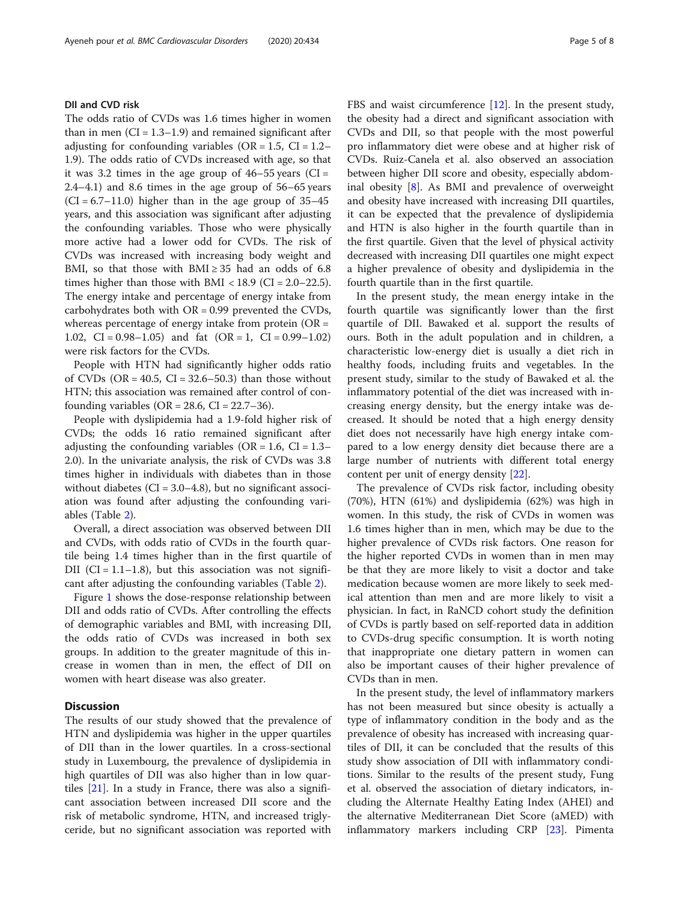### DII and CVD risk

The odds ratio of CVDs was 1.6 times higher in women than in men (CI = 1.3–1.9) and remained significant after adjusting for confounding variables (OR = 1.5, CI = 1.2–1.9). The odds ratio of CVDs increased with age, so that it was 3.2 times in the age group of 46–55 years (CI = 2.4–4.1) and 8.6 times in the age group of 56–65 years (CI = 6.7–11.0) higher than in the age group of 35–45 years, and this association was significant after adjusting the confounding variables. Those who were physically more active had a lower odd for CVDs. The risk of CVDs was increased with increasing body weight and BMI, so that those with BMI ≥ 35 had an odds of 6.8 times higher than those with BMI < 18.9 (CI = 2.0–22.5). The energy intake and percentage of energy intake from carbohydrates both with OR = 0.99 prevented the CVDs, whereas percentage of energy intake from protein (OR = 1.02, CI = 0.98–1.05) and fat (OR = 1, CI = 0.99–1.02) were risk factors for the CVDs.

People with HTN had significantly higher odds ratio of CVDs (OR = 40.5, CI = 32.6–50.3) than those without HTN; this association was remained after control of confounding variables (OR = 28.6, CI = 22.7–36).

People with dyslipidemia had a 1.9-fold higher risk of CVDs; the odds 16 ratio remained significant after adjusting the confounding variables (OR = 1.6, CI = 1.3–2.0). In the univariate analysis, the risk of CVDs was 3.8 times higher in individuals with diabetes than in those without diabetes (CI = 3.0–4.8), but no significant association was found after adjusting the confounding variables (Table 2).

Overall, a direct association was observed between DII and CVDs, with odds ratio of CVDs in the fourth quartile being 1.4 times higher than in the first quartile of DII (CI = 1.1–1.8), but this association was not significant after adjusting the confounding variables (Table 2).

Figure 1 shows the dose-response relationship between DII and odds ratio of CVDs. After controlling the effects of demographic variables and BMI, with increasing DII, the odds ratio of CVDs was increased in both sex groups. In addition to the greater magnitude of this increase in women than in men, the effect of DII on women with heart disease was also greater.

## Discussion

The results of our study showed that the prevalence of HTN and dyslipidemia was higher in the upper quartiles of DII than in the lower quartiles. In a cross-sectional study in Luxembourg, the prevalence of dyslipidemia in high quartiles of DII was also higher than in low quartiles [21]. In a study in France, there was also a significant association between increased DII score and the risk of metabolic syndrome, HTN, and increased triglyceride, but no significant association was reported with FBS and waist circumference [12]. In the present study, the obesity had a direct and significant association with CVDs and DII, so that people with the most powerful pro inflammatory diet were obese and at higher risk of CVDs. Ruiz-Canela et al. also observed an association between higher DII score and obesity, especially abdominal obesity [8]. As BMI and prevalence of overweight and obesity have increased with increasing DII quartiles, it can be expected that the prevalence of dyslipidemia and HTN is also higher in the fourth quartile than in the first quartile. Given that the level of physical activity decreased with increasing DII quartiles one might expect a higher prevalence of obesity and dyslipidemia in the fourth quartile than in the first quartile.

In the present study, the mean energy intake in the fourth quartile was significantly lower than the first quartile of DII. Bawaked et al. support the results of ours. Both in the adult population and in children, a characteristic low-energy diet is usually a diet rich in healthy foods, including fruits and vegetables. In the present study, similar to the study of Bawaked et al. the inflammatory potential of the diet was increased with increasing energy density, but the energy intake was decreased. It should be noted that a high energy density diet does not necessarily have high energy intake compared to a low energy density diet because there are a large number of nutrients with different total energy content per unit of energy density [22].

The prevalence of CVDs risk factor, including obesity (70%), HTN (61%) and dyslipidemia (62%) was high in women. In this study, the risk of CVDs in women was 1.6 times higher than in men, which may be due to the higher prevalence of CVDs risk factors. One reason for the higher reported CVDs in women than in men may be that they are more likely to visit a doctor and take medication because women are more likely to seek medical attention than men and are more likely to visit a physician. In fact, in RaNCD cohort study the definition of CVDs is partly based on self-reported data in addition to CVDs-drug specific consumption. It is worth noting that inappropriate one dietary pattern in women can also be important causes of their higher prevalence of CVDs than in men.

In the present study, the level of inflammatory markers has not been measured but since obesity is actually a type of inflammatory condition in the body and as the prevalence of obesity has increased with increasing quartiles of DII, it can be concluded that the results of this study show association of DII with inflammatory conditions. Similar to the results of the present study, Fung et al. observed the association of dietary indicators, including the Alternate Healthy Eating Index (AHEI) and the alternative Mediterranean Diet Score (aMED) with inflammatory markers including CRP [23]. Pimenta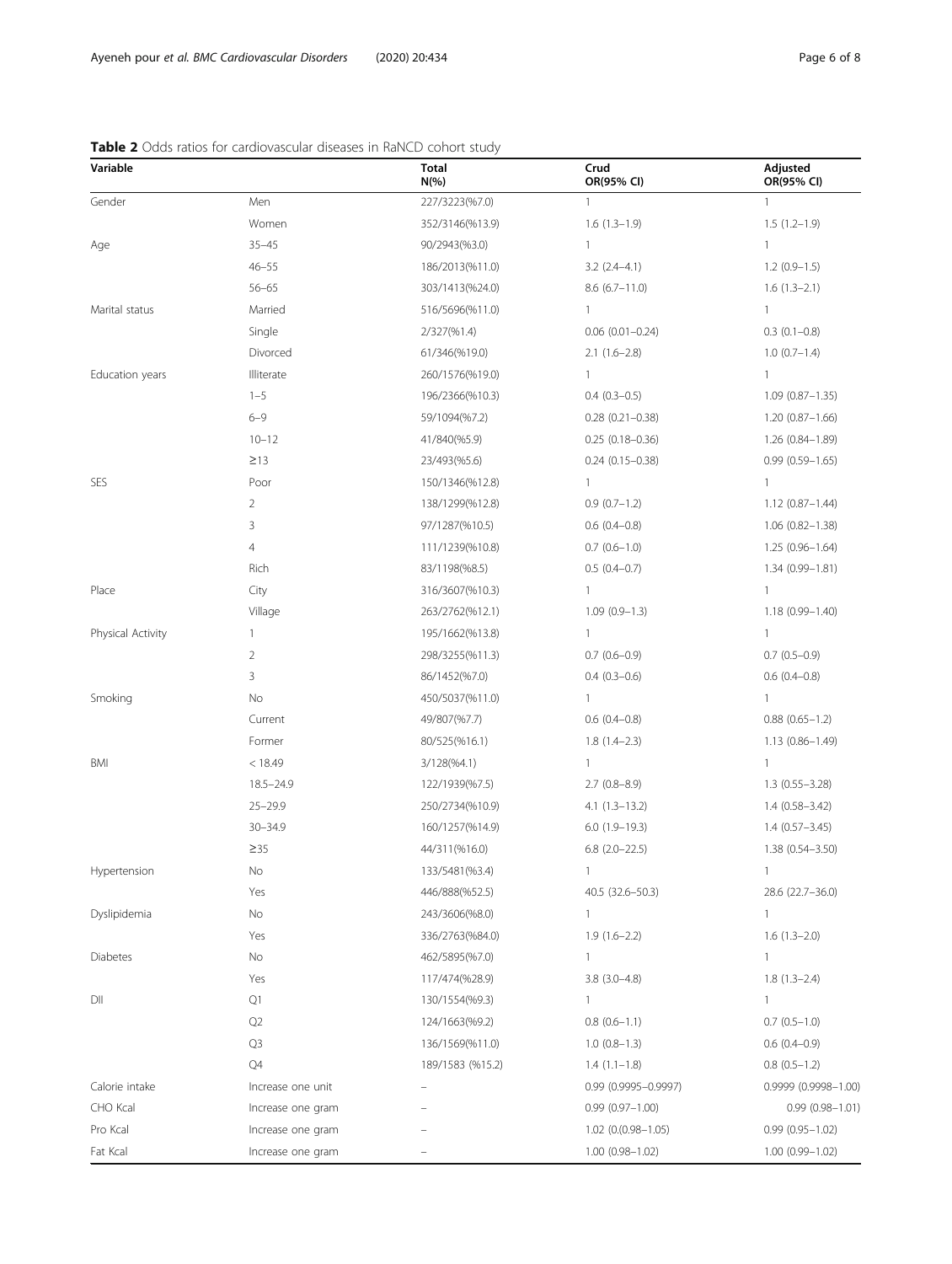**Table 2** Odds ratios for cardiovascular diseases in RaNCD cohort study

| Variable | | Total N(%) | Crud OR(95% CI) | Adjusted OR(95% CI) |
|---|---|---|---|---|
| Gender | Men | 227/3223(%7.0) | 1 | 1 |
| | Women | 352/3146(%13.9) | 1.6 (1.3–1.9) | 1.5 (1.2–1.9) |
| Age | 35–45 | 90/2943(%3.0) | 1 | 1 |
| | 46–55 | 186/2013(%11.0) | 3.2 (2.4–4.1) | 1.2 (0.9–1.5) |
| | 56–65 | 303/1413(%24.0) | 8.6 (6.7–11.0) | 1.6 (1.3–2.1) |
| Marital status | Married | 516/5696(%11.0) | 1 | 1 |
| | Single | 2/327(%1.4) | 0.06 (0.01–0.24) | 0.3 (0.1–0.8) |
| | Divorced | 61/346(%19.0) | 2.1 (1.6–2.8) | 1.0 (0.7–1.4) |
| Education years | Illiterate | 260/1576(%19.0) | 1 | 1 |
| | 1–5 | 196/2366(%10.3) | 0.4 (0.3–0.5) | 1.09 (0.87–1.35) |
| | 6–9 | 59/1094(%7.2) | 0.28 (0.21–0.38) | 1.20 (0.87–1.66) |
| | 10–12 | 41/840(%5.9) | 0.25 (0.18–0.36) | 1.26 (0.84–1.89) |
| | ≥13 | 23/493(%5.6) | 0.24 (0.15–0.38) | 0.99 (0.59–1.65) |
| SES | Poor | 150/1346(%12.8) | 1 | 1 |
| | 2 | 138/1299(%12.8) | 0.9 (0.7–1.2) | 1.12 (0.87–1.44) |
| | 3 | 97/1287(%10.5) | 0.6 (0.4–0.8) | 1.06 (0.82–1.38) |
| | 4 | 111/1239(%10.8) | 0.7 (0.6–1.0) | 1.25 (0.96–1.64) |
| | Rich | 83/1198(%8.5) | 0.5 (0.4–0.7) | 1.34 (0.99–1.81) |
| Place | City | 316/3607(%10.3) | 1 | 1 |
| | Village | 263/2762(%12.1) | 1.09 (0.9–1.3) | 1.18 (0.99–1.40) |
| Physical Activity | 1 | 195/1662(%13.8) | 1 | 1 |
| | 2 | 298/3255(%11.3) | 0.7 (0.6–0.9) | 0.7 (0.5–0.9) |
| | 3 | 86/1452(%7.0) | 0.4 (0.3–0.6) | 0.6 (0.4–0.8) |
| Smoking | No | 450/5037(%11.0) | 1 | 1 |
| | Current | 49/807(%7.7) | 0.6 (0.4–0.8) | 0.88 (0.65–1.2) |
| | Former | 80/525(%16.1) | 1.8 (1.4–2.3) | 1.13 (0.86–1.49) |
| BMI | < 18.49 | 3/128(%4.1) | 1 | 1 |
| | 18.5–24.9 | 122/1939(%7.5) | 2.7 (0.8–8.9) | 1.3 (0.55–3.28) |
| | 25–29.9 | 250/2734(%10.9) | 4.1 (1.3–13.2) | 1.4 (0.58–3.42) |
| | 30–34.9 | 160/1257(%14.9) | 6.0 (1.9–19.3) | 1.4 (0.57–3.45) |
| | ≥35 | 44/311(%16.0) | 6.8 (2.0–22.5) | 1.38 (0.54–3.50) |
| Hypertension | No | 133/5481(%3.4) | 1 | 1 |
| | Yes | 446/888(%52.5) | 40.5 (32.6–50.3) | 28.6 (22.7–36.0) |
| Dyslipidemia | No | 243/3606(%8.0) | 1 | 1 |
| | Yes | 336/2763(%84.0) | 1.9 (1.6–2.2) | 1.6 (1.3–2.0) |
| Diabetes | No | 462/5895(%7.0) | 1 | 1 |
| | Yes | 117/474(%28.9) | 3.8 (3.0–4.8) | 1.8 (1.3–2.4) |
| DII | Q1 | 130/1554(%9.3) | 1 | 1 |
| | Q2 | 124/1663(%9.2) | 0.8 (0.6–1.1) | 0.7 (0.5–1.0) |
| | Q3 | 136/1569(%11.0) | 1.0 (0.8–1.3) | 0.6 (0.4–0.9) |
| | Q4 | 189/1583 (%15.2) | 1.4 (1.1–1.8) | 0.8 (0.5–1.2) |
| Calorie intake | Increase one unit | – | 0.99 (0.9995–0.9997) | 0.9999 (0.9998–1.00) |
| CHO Kcal | Increase one gram | – | 0.99 (0.97–1.00) | 0.99 (0.98–1.01) |
| Pro Kcal | Increase one gram | – | 1.02 (0.(0.98–1.05) | 0.99 (0.95–1.02) |
| Fat Kcal | Increase one gram | – | 1.00 (0.98–1.02) | 1.00 (0.99–1.02) |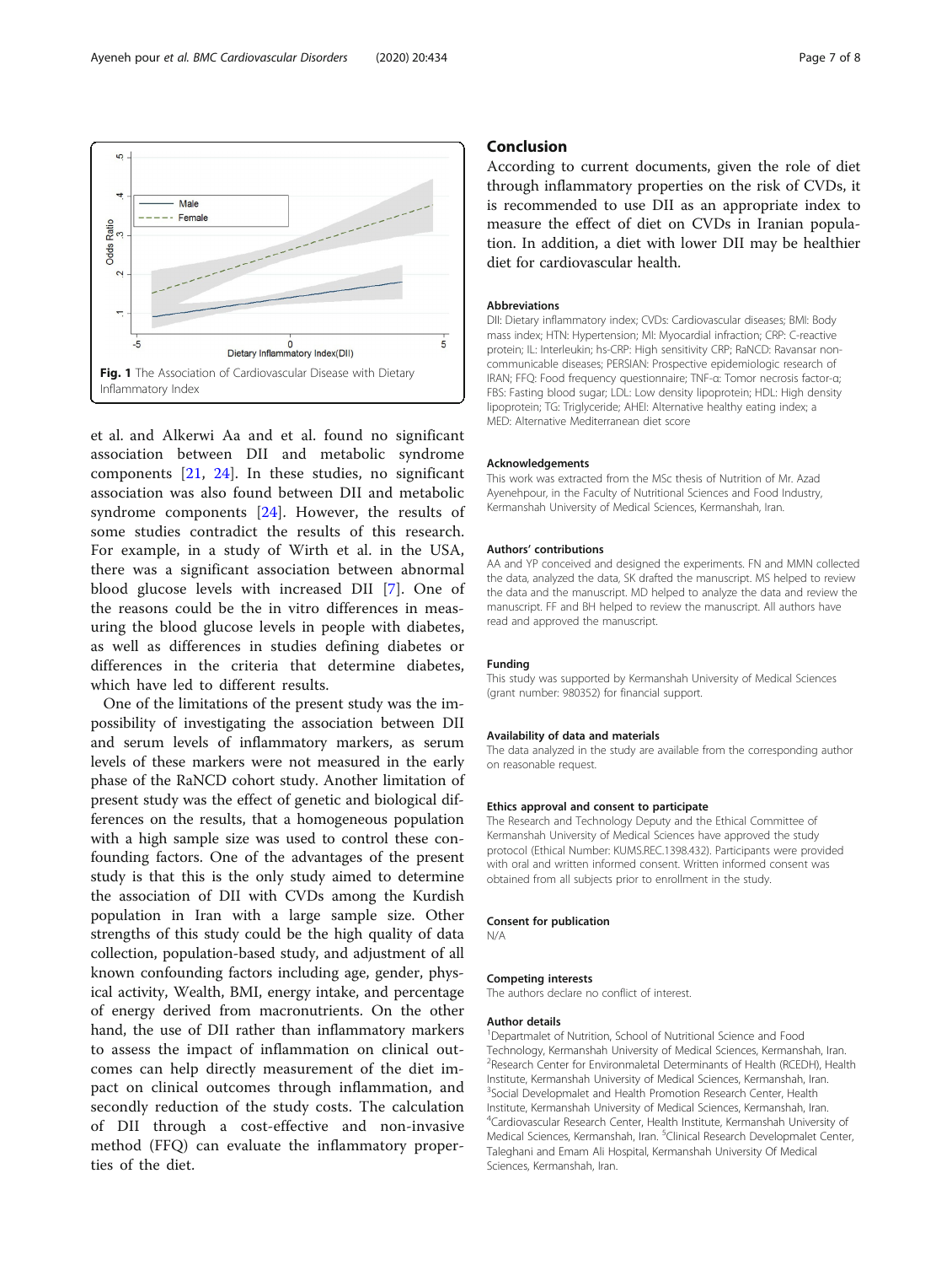Fig. 1 The Association of Cardiovascular Disease with Dietary Inflammatory Index

et al. and Alkerwi Aa and et al. found no significant association between DII and metabolic syndrome components [21, 24]. In these studies, no significant association was also found between DII and metabolic syndrome components [24]. However, the results of some studies contradict the results of this research. For example, in a study of Wirth et al. in the USA, there was a significant association between abnormal blood glucose levels with increased DII [7]. One of the reasons could be the in vitro differences in measuring the blood glucose levels in people with diabetes, as well as differences in studies defining diabetes or differences in the criteria that determine diabetes, which have led to different results.

One of the limitations of the present study was the impossibility of investigating the association between DII and serum levels of inflammatory markers, as serum levels of these markers were not measured in the early phase of the RaNCD cohort study. Another limitation of present study was the effect of genetic and biological differences on the results, that a homogeneous population with a high sample size was used to control these confounding factors. One of the advantages of the present study is that this is the only study aimed to determine the association of DII with CVDs among the Kurdish population in Iran with a large sample size. Other strengths of this study could be the high quality of data collection, population-based study, and adjustment of all known confounding factors including age, gender, physical activity, Wealth, BMI, energy intake, and percentage of energy derived from macronutrients. On the other hand, the use of DII rather than inflammatory markers to assess the impact of inflammation on clinical outcomes can help directly measurement of the diet impact on clinical outcomes through inflammation, and secondly reduction of the study costs. The calculation of DII through a cost-effective and non-invasive method (FFQ) can evaluate the inflammatory properties of the diet.

## Conclusion

According to current documents, given the role of diet through inflammatory properties on the risk of CVDs, it is recommended to use DII as an appropriate index to measure the effect of diet on CVDs in Iranian population. In addition, a diet with lower DII may be healthier diet for cardiovascular health.

### Abbreviations

DII: Dietary inflammatory index; CVDs: Cardiovascular diseases; BMI: Body mass index; HTN: Hypertension; MI: Myocardial infraction; CRP: C-reactive protein; IL: Interleukin; hs-CRP: High sensitivity CRP; RaNCD: Ravansar non-communicable diseases; PERSIAN: Prospective epidemiologic research of IRAN; FFQ: Food frequency questionnaire; TNF-α: Tomor necrosis factor-α; FBS: Fasting blood sugar; LDL: Low density lipoprotein; HDL: High density lipoprotein; TG: Triglyceride; AHEI: Alternative healthy eating index; a MED: Alternative Mediterranean diet score

### Acknowledgements

This work was extracted from the MSc thesis of Nutrition of Mr. Azad Ayenehpour, in the Faculty of Nutritional Sciences and Food Industry, Kermanshah University of Medical Sciences, Kermanshah, Iran.

### Authors' contributions

AA and YP conceived and designed the experiments. FN and MMN collected the data, analyzed the data, SK drafted the manuscript. MS helped to review the data and the manuscript. MD helped to analyze the data and review the manuscript. FF and BH helped to review the manuscript. All authors have read and approved the manuscript.

### Funding

This study was supported by Kermanshah University of Medical Sciences (grant number: 980352) for financial support.

### Availability of data and materials

The data analyzed in the study are available from the corresponding author on reasonable request.

### Ethics approval and consent to participate

The Research and Technology Deputy and the Ethical Committee of Kermanshah University of Medical Sciences have approved the study protocol (Ethical Number: KUMS.REC.1398.432). Participants were provided with oral and written informed consent. Written informed consent was obtained from all subjects prior to enrollment in the study.

### Consent for publication

N/A

### Competing interests

The authors declare no conflict of interest.

### Author details

[1]Departmalet of Nutrition, School of Nutritional Science and Food Technology, Kermanshah University of Medical Sciences, Kermanshah, Iran. [2]Research Center for Environmaletal Determinants of Health (RCEDH), Health Institute, Kermanshah University of Medical Sciences, Kermanshah, Iran. [3]Social Developmalet and Health Promotion Research Center, Health Institute, Kermanshah University of Medical Sciences, Kermanshah, Iran. [4]Cardiovascular Research Center, Health Institute, Kermanshah University of Medical Sciences, Kermanshah, Iran. [5]Clinical Research Developmalet Center, Taleghani and Emam Ali Hospital, Kermanshah University Of Medical Sciences, Kermanshah, Iran.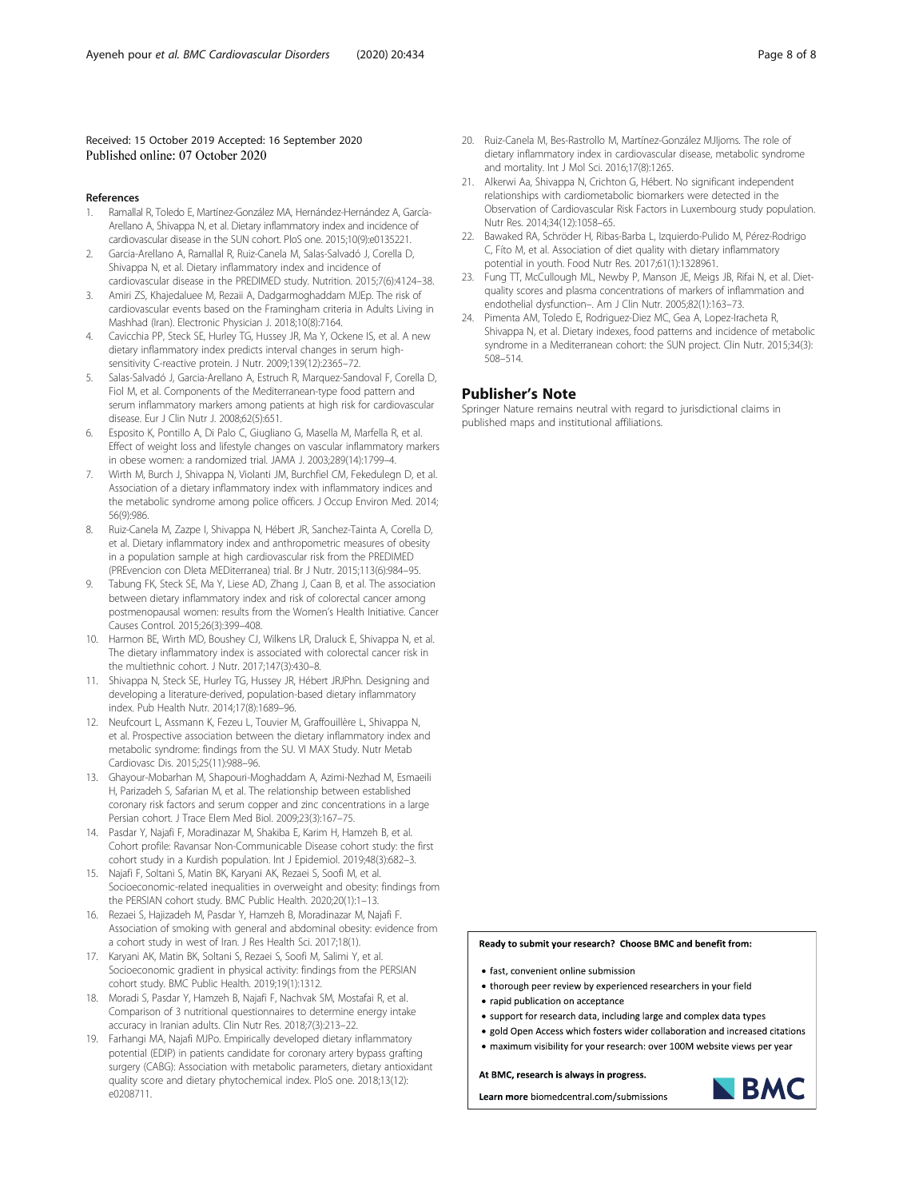Received: 15 October 2019 Accepted: 16 September 2020
Published online: 07 October 2020

#### References

1. Ramallal R, Toledo E, Martínez-González MA, Hernández-Hernández A, García-Arellano A, Shivappa N, et al. Dietary inflammatory index and incidence of cardiovascular disease in the SUN cohort. PloS one. 2015;10(9):e0135221.
2. Garcia-Arellano A, Ramallal R, Ruiz-Canela M, Salas-Salvadó J, Corella D, Shivappa N, et al. Dietary inflammatory index and incidence of cardiovascular disease in the PREDIMED study. Nutrition. 2015;7(6):4124–38.
3. Amiri ZS, Khajedaluee M, Rezaii A, Dadgarmoghaddam MJEp. The risk of cardiovascular events based on the Framingham criteria in Adults Living in Mashhad (Iran). Electronic Physician J. 2018;10(8):7164.
4. Cavicchia PP, Steck SE, Hurley TG, Hussey JR, Ma Y, Ockene IS, et al. A new dietary inflammatory index predicts interval changes in serum high-sensitivity C-reactive protein. J Nutr. 2009;139(12):2365–72.
5. Salas-Salvadó J, Garcia-Arellano A, Estruch R, Marquez-Sandoval F, Corella D, Fiol M, et al. Components of the Mediterranean-type food pattern and serum inflammatory markers among patients at high risk for cardiovascular disease. Eur J Clin Nutr J. 2008;62(5):651.
6. Esposito K, Pontillo A, Di Palo C, Giugliano G, Masella M, Marfella R, et al. Effect of weight loss and lifestyle changes on vascular inflammatory markers in obese women: a randomized trial. JAMA J. 2003;289(14):1799–4.
7. Wirth M, Burch J, Shivappa N, Violanti JM, Burchfiel CM, Fekedulegn D, et al. Association of a dietary inflammatory index with inflammatory indices and the metabolic syndrome among police officers. J Occup Environ Med. 2014; 56(9):986.
8. Ruiz-Canela M, Zazpe I, Shivappa N, Hébert JR, Sanchez-Tainta A, Corella D, et al. Dietary inflammatory index and anthropometric measures of obesity in a population sample at high cardiovascular risk from the PREDIMED (PREvencion con DIeta MEDiterranea) trial. Br J Nutr. 2015;113(6):984–95.
9. Tabung FK, Steck SE, Ma Y, Liese AD, Zhang J, Caan B, et al. The association between dietary inflammatory index and risk of colorectal cancer among postmenopausal women: results from the Women's Health Initiative. Cancer Causes Control. 2015;26(3):399–408.
10. Harmon BE, Wirth MD, Boushey CJ, Wilkens LR, Draluck E, Shivappa N, et al. The dietary inflammatory index is associated with colorectal cancer risk in the multiethnic cohort. J Nutr. 2017;147(3):430–8.
11. Shivappa N, Steck SE, Hurley TG, Hussey JR, Hébert JRJPhn. Designing and developing a literature-derived, population-based dietary inflammatory index. Pub Health Nutr. 2014;17(8):1689–96.
12. Neufcourt L, Assmann K, Fezeu L, Touvier M, Graffouillère L, Shivappa N, et al. Prospective association between the dietary inflammatory index and metabolic syndrome: findings from the SU. VI MAX Study. Nutr Metab Cardiovasc Dis. 2015;25(11):988–96.
13. Ghayour-Mobarhan M, Shapouri-Moghaddam A, Azimi-Nezhad M, Esmaeili H, Parizadeh S, Safarian M, et al. The relationship between established coronary risk factors and serum copper and zinc concentrations in a large Persian cohort. J Trace Elem Med Biol. 2009;23(3):167–75.
14. Pasdar Y, Najafi F, Moradinazar M, Shakiba E, Karim H, Hamzeh B, et al. Cohort profile: Ravansar Non-Communicable Disease cohort study: the first cohort study in a Kurdish population. Int J Epidemiol. 2019;48(3):682–3.
15. Najafi F, Soltani S, Matin BK, Karyani AK, Rezaei S, Soofi M, et al. Socioeconomic-related inequalities in overweight and obesity: findings from the PERSIAN cohort study. BMC Public Health. 2020;20(1):1–13.
16. Rezaei S, Hajizadeh M, Pasdar Y, Hamzeh B, Moradinazar M, Najafi F. Association of smoking with general and abdominal obesity: evidence from a cohort study in west of Iran. J Res Health Sci. 2017;18(1).
17. Karyani AK, Matin BK, Soltani S, Rezaei S, Soofi M, Salimi Y, et al. Socioeconomic gradient in physical activity: findings from the PERSIAN cohort study. BMC Public Health. 2019;19(1):1312.
18. Moradi S, Pasdar Y, Hamzeh B, Najafi F, Nachvak SM, Mostafai R, et al. Comparison of 3 nutritional questionnaires to determine energy intake accuracy in Iranian adults. Clin Nutr Res. 2018;7(3):213–22.
19. Farhangi MA, Najafi MJPo. Empirically developed dietary inflammatory potential (EDIP) in patients candidate for coronary artery bypass grafting surgery (CABG): Association with metabolic parameters, dietary antioxidant quality score and dietary phytochemical index. PloS one. 2018;13(12): e0208711.
20. Ruiz-Canela M, Bes-Rastrollo M, Martínez-González MJIjoms. The role of dietary inflammatory index in cardiovascular disease, metabolic syndrome and mortality. Int J Mol Sci. 2016;17(8):1265.
21. Alkerwi Aa, Shivappa N, Crichton G, Hébert. No significant independent relationships with cardiometabolic biomarkers were detected in the Observation of Cardiovascular Risk Factors in Luxembourg study population. Nutr Res. 2014;34(12):1058–65.
22. Bawaked RA, Schröder H, Ribas-Barba L, Izquierdo-Pulido M, Pérez-Rodrigo C, Fíto M, et al. Association of diet quality with dietary inflammatory potential in youth. Food Nutr Res. 2017;61(1):1328961.
23. Fung TT, McCullough ML, Newby P, Manson JE, Meigs JB, Rifai N, et al. Diet-quality scores and plasma concentrations of markers of inflammation and endothelial dysfunction–. Am J Clin Nutr. 2005;82(1):163–73.
24. Pimenta AM, Toledo E, Rodriguez-Diez MC, Gea A, Lopez-Iracheta R, Shivappa N, et al. Dietary indexes, food patterns and incidence of metabolic syndrome in a Mediterranean cohort: the SUN project. Clin Nutr. 2015;34(3): 508–514.

## Publisher's Note

Springer Nature remains neutral with regard to jurisdictional claims in published maps and institutional affiliations.